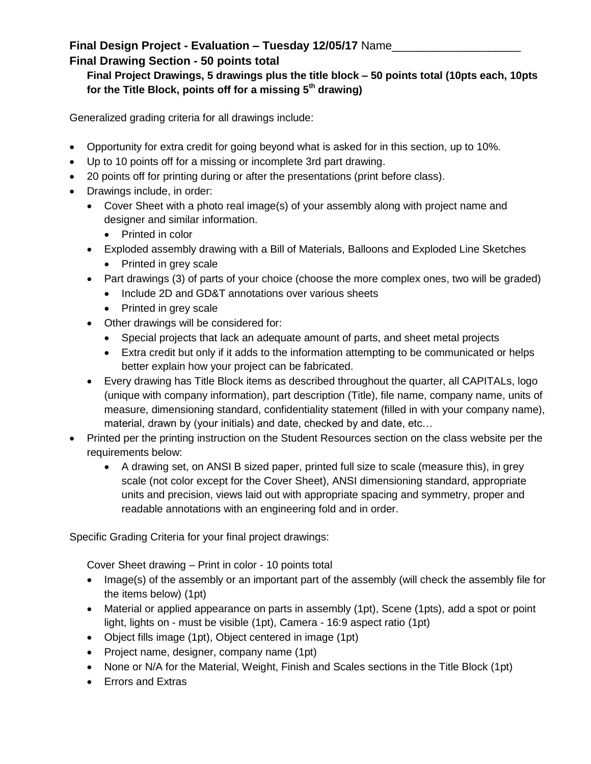**Final Design Project - Evaluation – Tuesday 12/05/17** Name____________________

**Final Drawing Section - 50 points total**

**Final Project Drawings, 5 drawings plus the title block – 50 points total (10pts each, 10pts for the Title Block, points off for a missing 5th drawing)**

Generalized grading criteria for all drawings include:

- Opportunity for extra credit for going beyond what is asked for in this section, up to 10%.
- Up to 10 points off for a missing or incomplete 3rd part drawing.
- 20 points off for printing during or after the presentations (print before class).
- Drawings include, in order:
  - Cover Sheet with a photo real image(s) of your assembly along with project name and designer and similar information.
    - Printed in color
  - Exploded assembly drawing with a Bill of Materials, Balloons and Exploded Line Sketches
    - Printed in grey scale
  - Part drawings (3) of parts of your choice (choose the more complex ones, two will be graded)
    - Include 2D and GD&T annotations over various sheets
    - Printed in grey scale
  - Other drawings will be considered for:
    - Special projects that lack an adequate amount of parts, and sheet metal projects
    - Extra credit but only if it adds to the information attempting to be communicated or helps better explain how your project can be fabricated.
  - Every drawing has Title Block items as described throughout the quarter, all CAPITALs, logo (unique with company information), part description (Title), file name, company name, units of measure, dimensioning standard, confidentiality statement (filled in with your company name), material, drawn by (your initials) and date, checked by and date, etc…
- Printed per the printing instruction on the Student Resources section on the class website per the requirements below:
  - A drawing set, on ANSI B sized paper, printed full size to scale (measure this), in grey scale (not color except for the Cover Sheet), ANSI dimensioning standard, appropriate units and precision, views laid out with appropriate spacing and symmetry, proper and readable annotations with an engineering fold and in order.

Specific Grading Criteria for your final project drawings:

Cover Sheet drawing – Print in color - 10 points total

- Image(s) of the assembly or an important part of the assembly (will check the assembly file for the items below) (1pt)
- Material or applied appearance on parts in assembly (1pt), Scene (1pts), add a spot or point light, lights on - must be visible (1pt), Camera - 16:9 aspect ratio (1pt)
- Object fills image (1pt), Object centered in image (1pt)
- Project name, designer, company name (1pt)
- None or N/A for the Material, Weight, Finish and Scales sections in the Title Block (1pt)
- Errors and Extras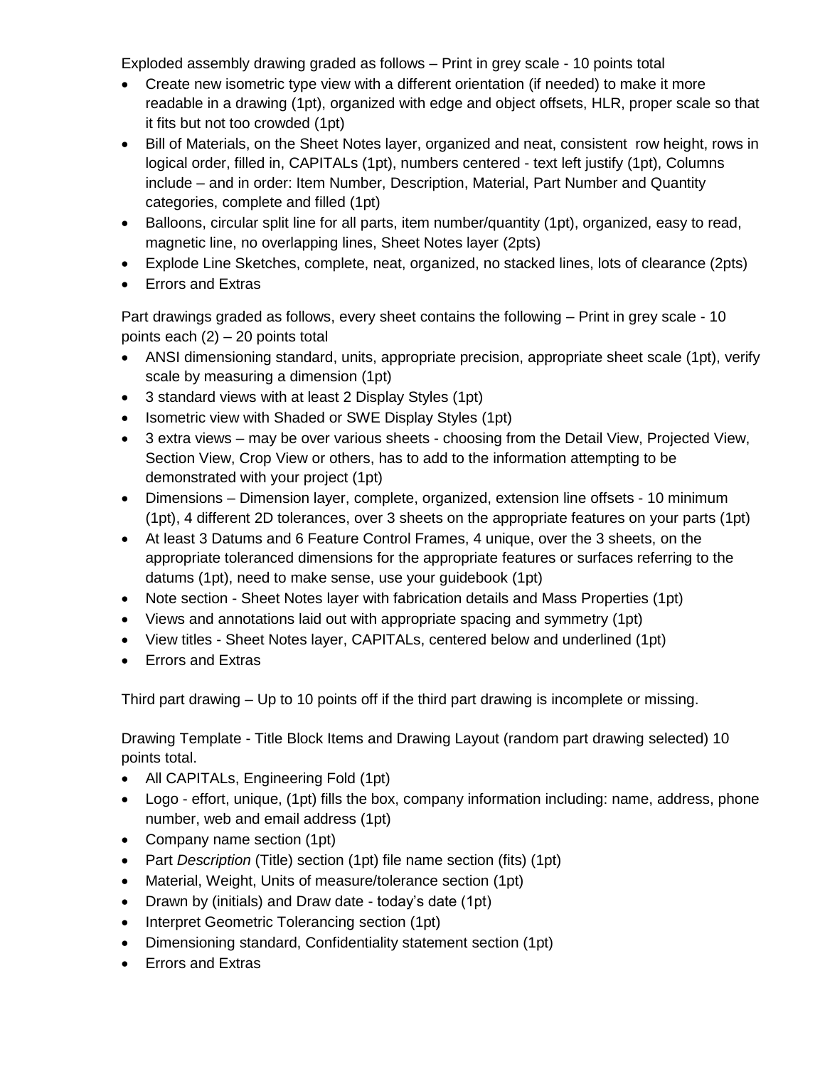Exploded assembly drawing graded as follows – Print in grey scale - 10 points total

- Create new isometric type view with a different orientation (if needed) to make it more readable in a drawing (1pt), organized with edge and object offsets, HLR, proper scale so that it fits but not too crowded (1pt)
- Bill of Materials, on the Sheet Notes layer, organized and neat, consistent row height, rows in logical order, filled in, CAPITALs (1pt), numbers centered - text left justify (1pt), Columns include – and in order: Item Number, Description, Material, Part Number and Quantity categories, complete and filled (1pt)
- Balloons, circular split line for all parts, item number/quantity (1pt), organized, easy to read, magnetic line, no overlapping lines, Sheet Notes layer (2pts)
- Explode Line Sketches, complete, neat, organized, no stacked lines, lots of clearance (2pts)
- Errors and Extras

Part drawings graded as follows, every sheet contains the following – Print in grey scale - 10 points each (2) – 20 points total

- ANSI dimensioning standard, units, appropriate precision, appropriate sheet scale (1pt), verify scale by measuring a dimension (1pt)
- 3 standard views with at least 2 Display Styles (1pt)
- Isometric view with Shaded or SWE Display Styles (1pt)
- 3 extra views – may be over various sheets - choosing from the Detail View, Projected View, Section View, Crop View or others, has to add to the information attempting to be demonstrated with your project (1pt)
- Dimensions – Dimension layer, complete, organized, extension line offsets - 10 minimum (1pt), 4 different 2D tolerances, over 3 sheets on the appropriate features on your parts (1pt)
- At least 3 Datums and 6 Feature Control Frames, 4 unique, over the 3 sheets, on the appropriate toleranced dimensions for the appropriate features or surfaces referring to the datums (1pt), need to make sense, use your guidebook (1pt)
- Note section - Sheet Notes layer with fabrication details and Mass Properties (1pt)
- Views and annotations laid out with appropriate spacing and symmetry (1pt)
- View titles - Sheet Notes layer, CAPITALs, centered below and underlined (1pt)
- Errors and Extras

Third part drawing – Up to 10 points off if the third part drawing is incomplete or missing.

Drawing Template - Title Block Items and Drawing Layout (random part drawing selected) 10 points total.

- All CAPITALs, Engineering Fold (1pt)
- Logo - effort, unique, (1pt) fills the box, company information including: name, address, phone number, web and email address (1pt)
- Company name section (1pt)
- Part *Description* (Title) section (1pt) file name section (fits) (1pt)
- Material, Weight, Units of measure/tolerance section (1pt)
- Drawn by (initials) and Draw date - today's date (1pt)
- Interpret Geometric Tolerancing section (1pt)
- Dimensioning standard, Confidentiality statement section (1pt)
- Errors and Extras